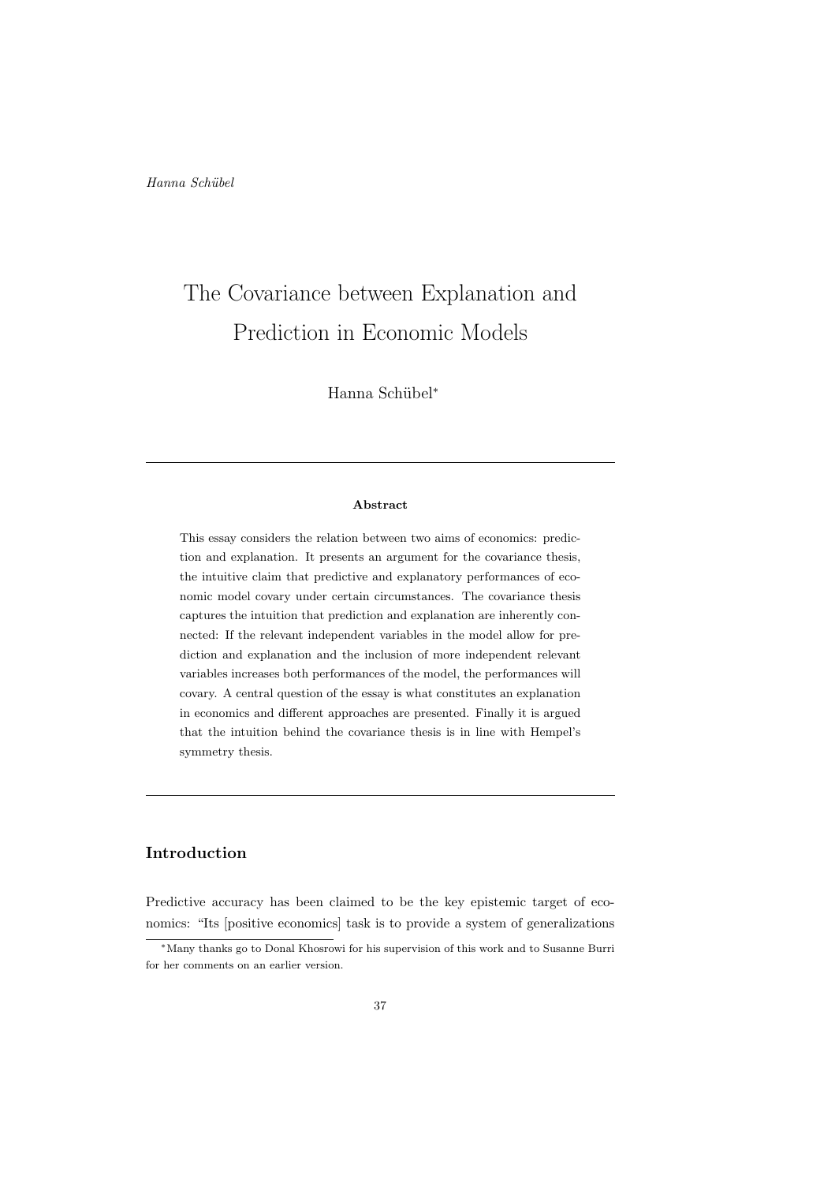# The Covariance between Explanation and Prediction in Economic Models

Hanna Schübel*

**Abstract**

This essay considers the relation between two aims of economics: prediction and explanation. It presents an argument for the covariance thesis, the intuitive claim that predictive and explanatory performances of economic model covary under certain circumstances. The covariance thesis captures the intuition that prediction and explanation are inherently connected: If the relevant independent variables in the model allow for prediction and explanation and the inclusion of more independent relevant variables increases both performances of the model, the performances will covary. A central question of the essay is what constitutes an explanation in economics and different approaches are presented. Finally it is argued that the intuition behind the covariance thesis is in line with Hempel's symmetry thesis.

## Introduction

Predictive accuracy has been claimed to be the key epistemic target of economics: "Its [positive economics] task is to provide a system of generalizations

*Many thanks go to Donal Khosrowi for his supervision of this work and to Susanne Burri for her comments on an earlier version.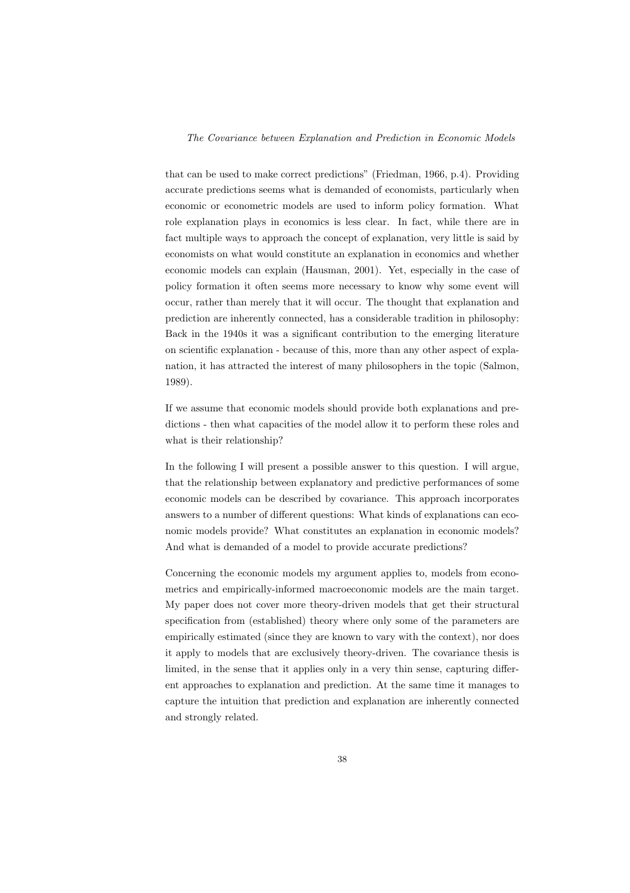that can be used to make correct predictions" (Friedman, 1966, p.4). Providing accurate predictions seems what is demanded of economists, particularly when economic or econometric models are used to inform policy formation. What role explanation plays in economics is less clear. In fact, while there are in fact multiple ways to approach the concept of explanation, very little is said by economists on what would constitute an explanation in economics and whether economic models can explain (Hausman, 2001). Yet, especially in the case of policy formation it often seems more necessary to know why some event will occur, rather than merely that it will occur. The thought that explanation and prediction are inherently connected, has a considerable tradition in philosophy: Back in the 1940s it was a significant contribution to the emerging literature on scientific explanation - because of this, more than any other aspect of explanation, it has attracted the interest of many philosophers in the topic (Salmon, 1989).

If we assume that economic models should provide both explanations and predictions - then what capacities of the model allow it to perform these roles and what is their relationship?

In the following I will present a possible answer to this question. I will argue, that the relationship between explanatory and predictive performances of some economic models can be described by covariance. This approach incorporates answers to a number of different questions: What kinds of explanations can economic models provide? What constitutes an explanation in economic models? And what is demanded of a model to provide accurate predictions?

Concerning the economic models my argument applies to, models from econometrics and empirically-informed macroeconomic models are the main target. My paper does not cover more theory-driven models that get their structural specification from (established) theory where only some of the parameters are empirically estimated (since they are known to vary with the context), nor does it apply to models that are exclusively theory-driven. The covariance thesis is limited, in the sense that it applies only in a very thin sense, capturing different approaches to explanation and prediction. At the same time it manages to capture the intuition that prediction and explanation are inherently connected and strongly related.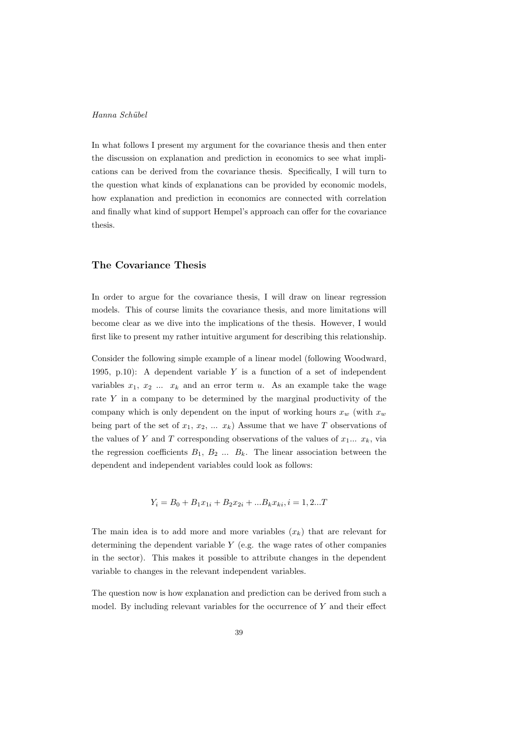In what follows I present my argument for the covariance thesis and then enter the discussion on explanation and prediction in economics to see what implications can be derived from the covariance thesis. Specifically, I will turn to the question what kinds of explanations can be provided by economic models, how explanation and prediction in economics are connected with correlation and finally what kind of support Hempel's approach can offer for the covariance thesis.

## The Covariance Thesis

In order to argue for the covariance thesis, I will draw on linear regression models. This of course limits the covariance thesis, and more limitations will become clear as we dive into the implications of the thesis. However, I would first like to present my rather intuitive argument for describing this relationship.

Consider the following simple example of a linear model (following Woodward, 1995, p.10): A dependent variable $Y$ is a function of a set of independent variables $x_1$, $x_2$ ... $x_k$ and an error term $u$. As an example take the wage rate $Y$ in a company to be determined by the marginal productivity of the company which is only dependent on the input of working hours $x_w$ (with $x_w$ being part of the set of $x_1$, $x_2$, ... $x_k$) Assume that we have $T$ observations of the values of $Y$ and $T$ corresponding observations of the values of $x_1$... $x_k$, via the regression coefficients $B_1$, $B_2$ ... $B_k$. The linear association between the dependent and independent variables could look as follows:

$$Y_i = B_0 + B_1x_{1i} + B_2x_{2i} + ...B_kx_{ki}, i = 1, 2...T$$

The main idea is to add more and more variables ($x_k$) that are relevant for determining the dependent variable $Y$ (e.g. the wage rates of other companies in the sector). This makes it possible to attribute changes in the dependent variable to changes in the relevant independent variables.

The question now is how explanation and prediction can be derived from such a model. By including relevant variables for the occurrence of $Y$ and their effect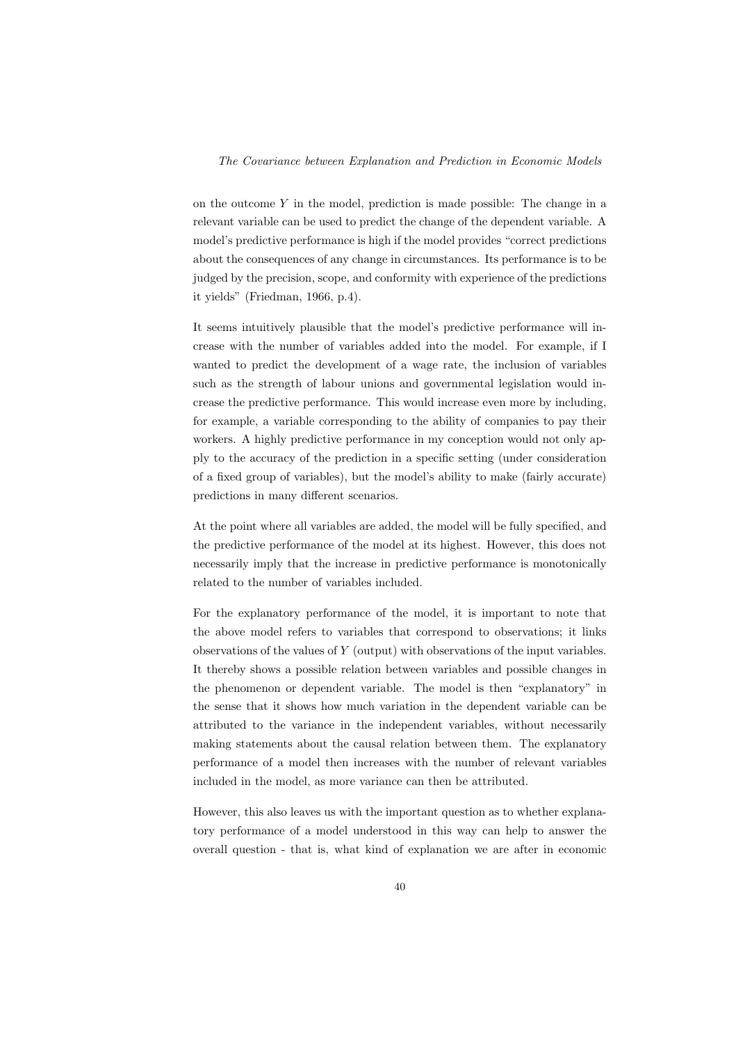on the outcome $Y$ in the model, prediction is made possible: The change in a relevant variable can be used to predict the change of the dependent variable. A model's predictive performance is high if the model provides "correct predictions about the consequences of any change in circumstances. Its performance is to be judged by the precision, scope, and conformity with experience of the predictions it yields" (Friedman, 1966, p.4).

It seems intuitively plausible that the model's predictive performance will increase with the number of variables added into the model. For example, if I wanted to predict the development of a wage rate, the inclusion of variables such as the strength of labour unions and governmental legislation would increase the predictive performance. This would increase even more by including, for example, a variable corresponding to the ability of companies to pay their workers. A highly predictive performance in my conception would not only apply to the accuracy of the prediction in a specific setting (under consideration of a fixed group of variables), but the model's ability to make (fairly accurate) predictions in many different scenarios.

At the point where all variables are added, the model will be fully specified, and the predictive performance of the model at its highest. However, this does not necessarily imply that the increase in predictive performance is monotonically related to the number of variables included.

For the explanatory performance of the model, it is important to note that the above model refers to variables that correspond to observations; it links observations of the values of $Y$ (output) with observations of the input variables. It thereby shows a possible relation between variables and possible changes in the phenomenon or dependent variable. The model is then "explanatory" in the sense that it shows how much variation in the dependent variable can be attributed to the variance in the independent variables, without necessarily making statements about the causal relation between them. The explanatory performance of a model then increases with the number of relevant variables included in the model, as more variance can then be attributed.

However, this also leaves us with the important question as to whether explanatory performance of a model understood in this way can help to answer the overall question - that is, what kind of explanation we are after in economic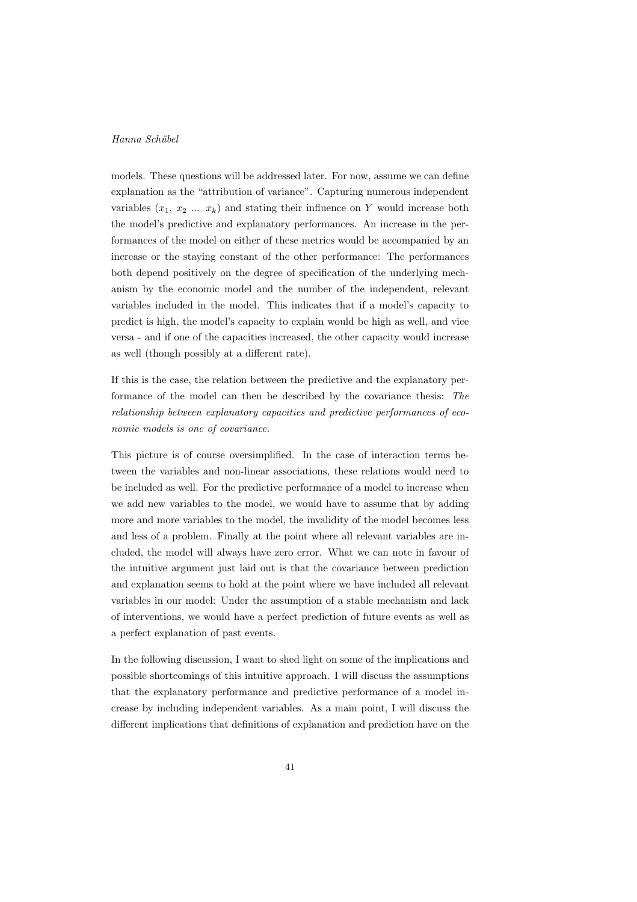models. These questions will be addressed later. For now, assume we can define explanation as the "attribution of variance". Capturing numerous independent variables ($x_1$, $x_2$ ... $x_k$) and stating their influence on $Y$ would increase both the model's predictive and explanatory performances. An increase in the performances of the model on either of these metrics would be accompanied by an increase or the staying constant of the other performance: The performances both depend positively on the degree of specification of the underlying mechanism by the economic model and the number of the independent, relevant variables included in the model. This indicates that if a model's capacity to predict is high, the model's capacity to explain would be high as well, and vice versa - and if one of the capacities increased, the other capacity would increase as well (though possibly at a different rate).

If this is the case, the relation between the predictive and the explanatory performance of the model can then be described by the covariance thesis: *The relationship between explanatory capacities and predictive performances of economic models is one of covariance.*

This picture is of course oversimplified. In the case of interaction terms between the variables and non-linear associations, these relations would need to be included as well. For the predictive performance of a model to increase when we add new variables to the model, we would have to assume that by adding more and more variables to the model, the invalidity of the model becomes less and less of a problem. Finally at the point where all relevant variables are included, the model will always have zero error. What we can note in favour of the intuitive argument just laid out is that the covariance between prediction and explanation seems to hold at the point where we have included all relevant variables in our model: Under the assumption of a stable mechanism and lack of interventions, we would have a perfect prediction of future events as well as a perfect explanation of past events.

In the following discussion, I want to shed light on some of the implications and possible shortcomings of this intuitive approach. I will discuss the assumptions that the explanatory performance and predictive performance of a model increase by including independent variables. As a main point, I will discuss the different implications that definitions of explanation and prediction have on the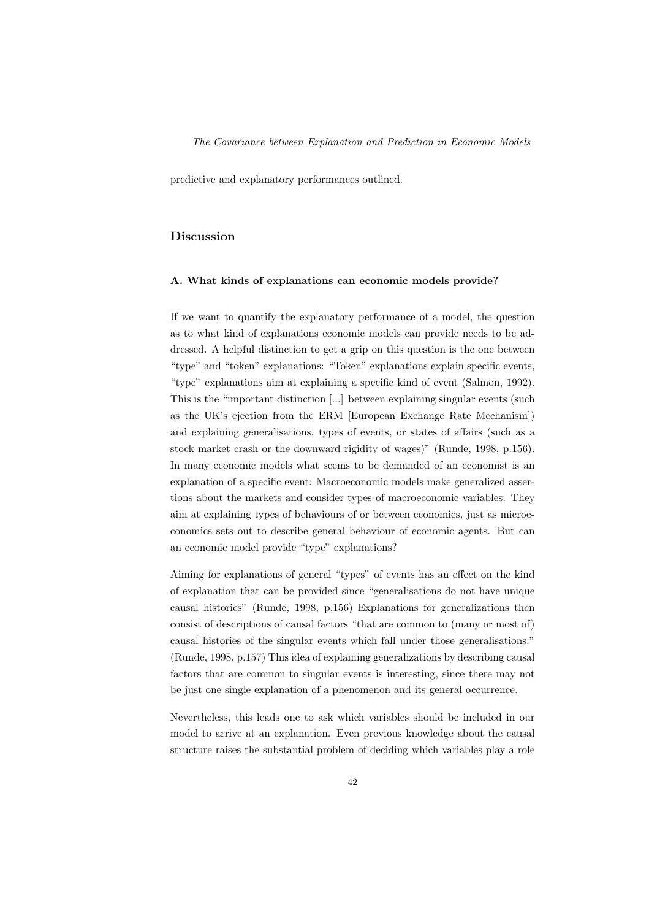predictive and explanatory performances outlined.

## Discussion

### A. What kinds of explanations can economic models provide?

If we want to quantify the explanatory performance of a model, the question as to what kind of explanations economic models can provide needs to be addressed. A helpful distinction to get a grip on this question is the one between "type" and "token" explanations: "Token" explanations explain specific events, "type" explanations aim at explaining a specific kind of event (Salmon, 1992). This is the "important distinction [...] between explaining singular events (such as the UK's ejection from the ERM [European Exchange Rate Mechanism]) and explaining generalisations, types of events, or states of affairs (such as a stock market crash or the downward rigidity of wages)" (Runde, 1998, p.156). In many economic models what seems to be demanded of an economist is an explanation of a specific event: Macroeconomic models make generalized assertions about the markets and consider types of macroeconomic variables. They aim at explaining types of behaviours of or between economies, just as microeconomics sets out to describe general behaviour of economic agents. But can an economic model provide "type" explanations?

Aiming for explanations of general "types" of events has an effect on the kind of explanation that can be provided since "generalisations do not have unique causal histories" (Runde, 1998, p.156) Explanations for generalizations then consist of descriptions of causal factors "that are common to (many or most of) causal histories of the singular events which fall under those generalisations." (Runde, 1998, p.157) This idea of explaining generalizations by describing causal factors that are common to singular events is interesting, since there may not be just one single explanation of a phenomenon and its general occurrence.

Nevertheless, this leads one to ask which variables should be included in our model to arrive at an explanation. Even previous knowledge about the causal structure raises the substantial problem of deciding which variables play a role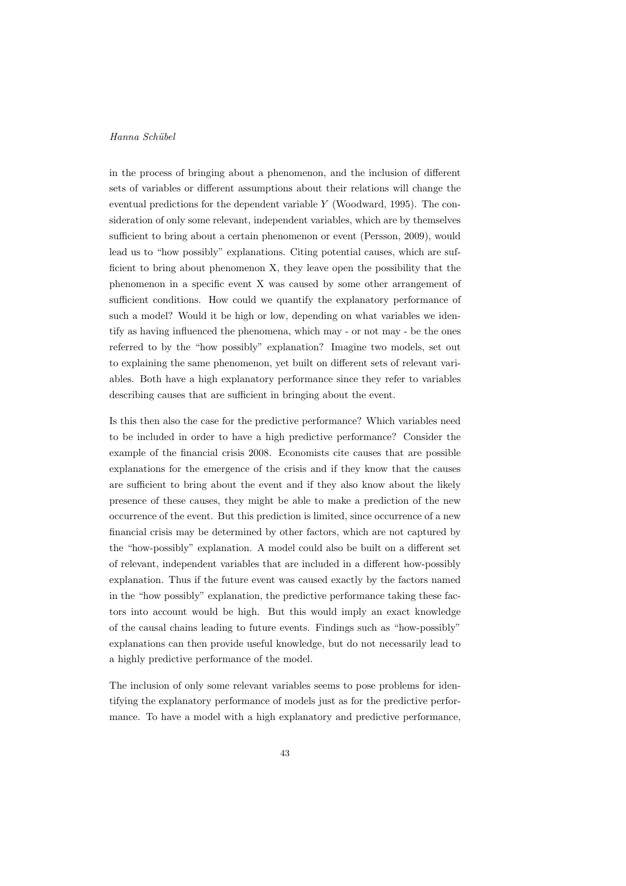in the process of bringing about a phenomenon, and the inclusion of different sets of variables or different assumptions about their relations will change the eventual predictions for the dependent variable $Y$ (Woodward, 1995). The consideration of only some relevant, independent variables, which are by themselves sufficient to bring about a certain phenomenon or event (Persson, 2009), would lead us to "how possibly" explanations. Citing potential causes, which are sufficient to bring about phenomenon X, they leave open the possibility that the phenomenon in a specific event X was caused by some other arrangement of sufficient conditions. How could we quantify the explanatory performance of such a model? Would it be high or low, depending on what variables we identify as having influenced the phenomena, which may - or not may - be the ones referred to by the "how possibly" explanation? Imagine two models, set out to explaining the same phenomenon, yet built on different sets of relevant variables. Both have a high explanatory performance since they refer to variables describing causes that are sufficient in bringing about the event.

Is this then also the case for the predictive performance? Which variables need to be included in order to have a high predictive performance? Consider the example of the financial crisis 2008. Economists cite causes that are possible explanations for the emergence of the crisis and if they know that the causes are sufficient to bring about the event and if they also know about the likely presence of these causes, they might be able to make a prediction of the new occurrence of the event. But this prediction is limited, since occurrence of a new financial crisis may be determined by other factors, which are not captured by the "how-possibly" explanation. A model could also be built on a different set of relevant, independent variables that are included in a different how-possibly explanation. Thus if the future event was caused exactly by the factors named in the "how possibly" explanation, the predictive performance taking these factors into account would be high. But this would imply an exact knowledge of the causal chains leading to future events. Findings such as "how-possibly" explanations can then provide useful knowledge, but do not necessarily lead to a highly predictive performance of the model.

The inclusion of only some relevant variables seems to pose problems for identifying the explanatory performance of models just as for the predictive performance. To have a model with a high explanatory and predictive performance,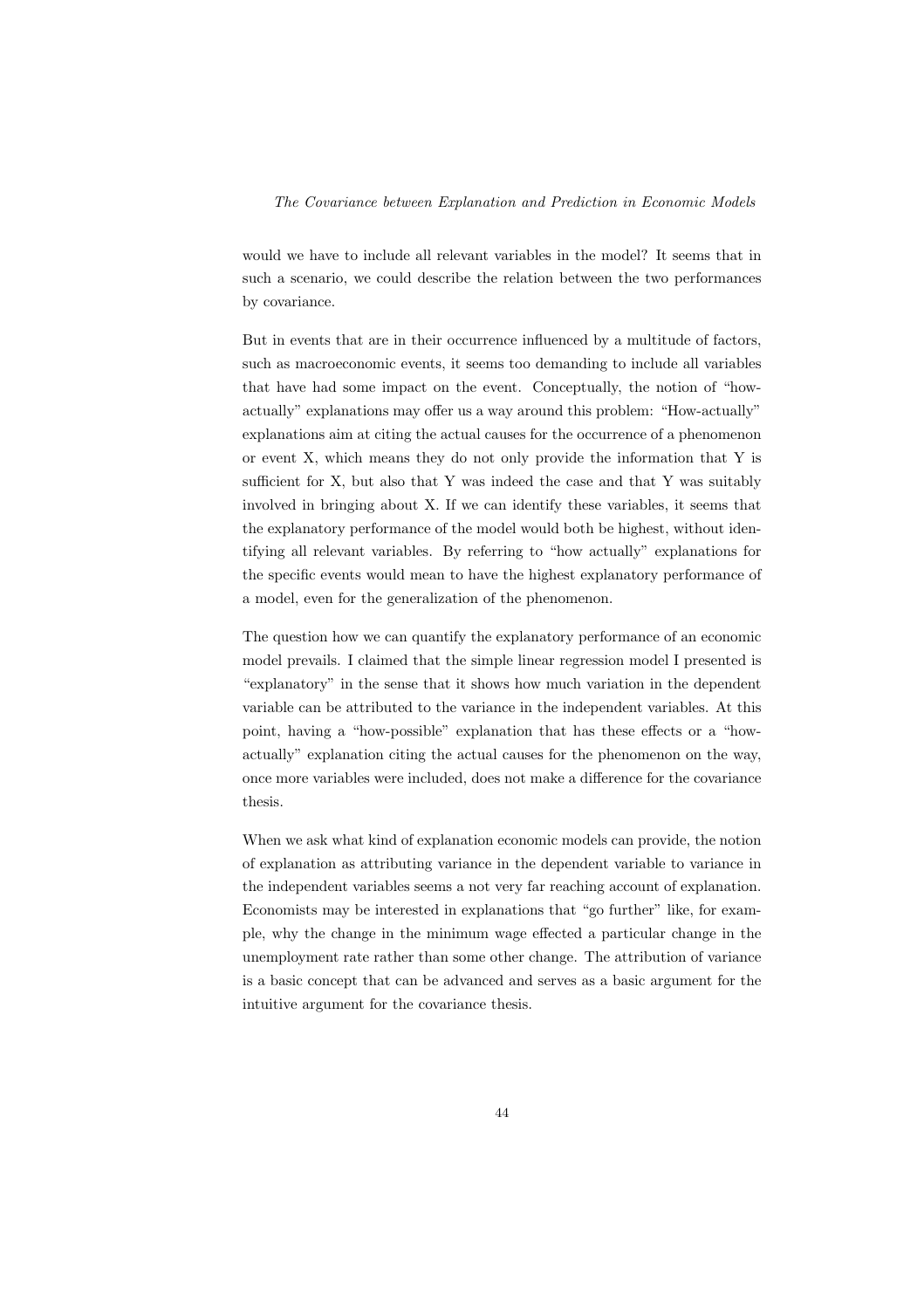would we have to include all relevant variables in the model? It seems that in such a scenario, we could describe the relation between the two performances by covariance.

But in events that are in their occurrence influenced by a multitude of factors, such as macroeconomic events, it seems too demanding to include all variables that have had some impact on the event. Conceptually, the notion of "how-actually" explanations may offer us a way around this problem: "How-actually" explanations aim at citing the actual causes for the occurrence of a phenomenon or event X, which means they do not only provide the information that Y is sufficient for X, but also that Y was indeed the case and that Y was suitably involved in bringing about X. If we can identify these variables, it seems that the explanatory performance of the model would both be highest, without identifying all relevant variables. By referring to "how actually" explanations for the specific events would mean to have the highest explanatory performance of a model, even for the generalization of the phenomenon.

The question how we can quantify the explanatory performance of an economic model prevails. I claimed that the simple linear regression model I presented is "explanatory" in the sense that it shows how much variation in the dependent variable can be attributed to the variance in the independent variables. At this point, having a "how-possible" explanation that has these effects or a "how-actually" explanation citing the actual causes for the phenomenon on the way, once more variables were included, does not make a difference for the covariance thesis.

When we ask what kind of explanation economic models can provide, the notion of explanation as attributing variance in the dependent variable to variance in the independent variables seems a not very far reaching account of explanation. Economists may be interested in explanations that "go further" like, for example, why the change in the minimum wage effected a particular change in the unemployment rate rather than some other change. The attribution of variance is a basic concept that can be advanced and serves as a basic argument for the intuitive argument for the covariance thesis.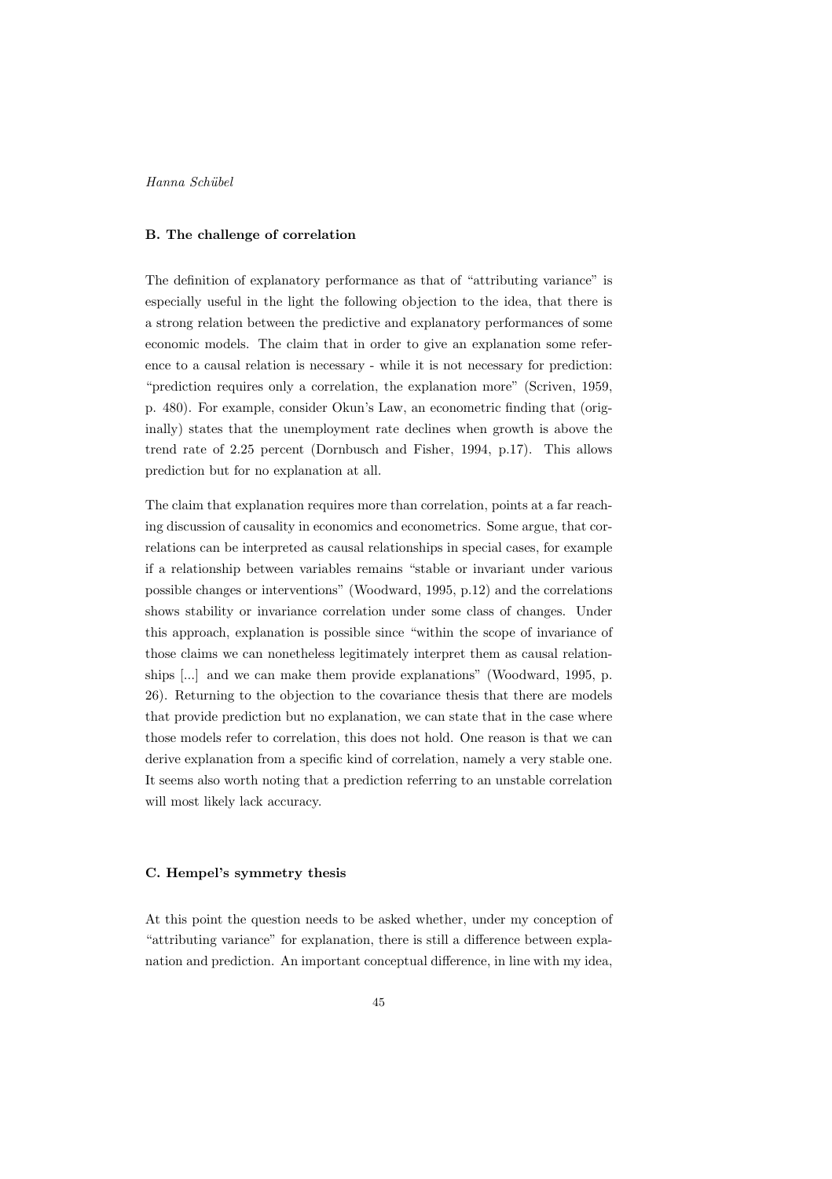### B. The challenge of correlation

The definition of explanatory performance as that of "attributing variance" is especially useful in the light the following objection to the idea, that there is a strong relation between the predictive and explanatory performances of some economic models. The claim that in order to give an explanation some reference to a causal relation is necessary - while it is not necessary for prediction: "prediction requires only a correlation, the explanation more" (Scriven, 1959, p. 480). For example, consider Okun's Law, an econometric finding that (originally) states that the unemployment rate declines when growth is above the trend rate of 2.25 percent (Dornbusch and Fisher, 1994, p.17). This allows prediction but for no explanation at all.

The claim that explanation requires more than correlation, points at a far reaching discussion of causality in economics and econometrics. Some argue, that correlations can be interpreted as causal relationships in special cases, for example if a relationship between variables remains "stable or invariant under various possible changes or interventions" (Woodward, 1995, p.12) and the correlations shows stability or invariance correlation under some class of changes. Under this approach, explanation is possible since "within the scope of invariance of those claims we can nonetheless legitimately interpret them as causal relationships [...] and we can make them provide explanations" (Woodward, 1995, p. 26). Returning to the objection to the covariance thesis that there are models that provide prediction but no explanation, we can state that in the case where those models refer to correlation, this does not hold. One reason is that we can derive explanation from a specific kind of correlation, namely a very stable one. It seems also worth noting that a prediction referring to an unstable correlation will most likely lack accuracy.

### C. Hempel's symmetry thesis

At this point the question needs to be asked whether, under my conception of "attributing variance" for explanation, there is still a difference between explanation and prediction. An important conceptual difference, in line with my idea,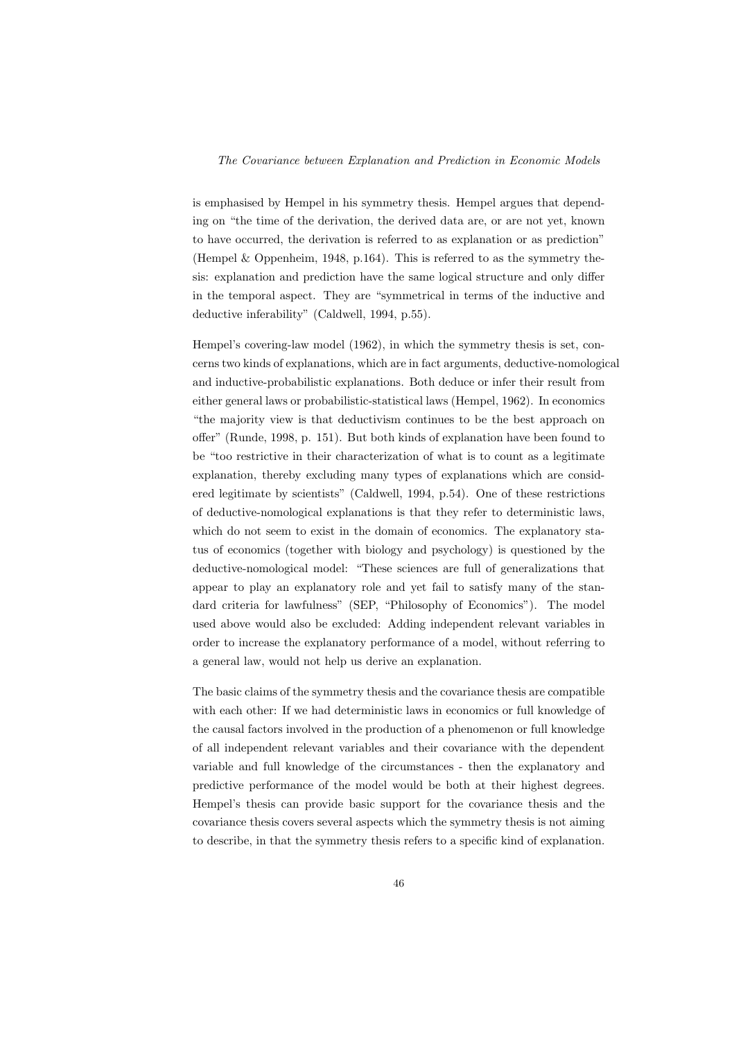is emphasised by Hempel in his symmetry thesis. Hempel argues that depending on "the time of the derivation, the derived data are, or are not yet, known to have occurred, the derivation is referred to as explanation or as prediction" (Hempel & Oppenheim, 1948, p.164). This is referred to as the symmetry thesis: explanation and prediction have the same logical structure and only differ in the temporal aspect. They are "symmetrical in terms of the inductive and deductive inferability" (Caldwell, 1994, p.55).

Hempel's covering-law model (1962), in which the symmetry thesis is set, concerns two kinds of explanations, which are in fact arguments, deductive-nomological and inductive-probabilistic explanations. Both deduce or infer their result from either general laws or probabilistic-statistical laws (Hempel, 1962). In economics "the majority view is that deductivism continues to be the best approach on offer" (Runde, 1998, p. 151). But both kinds of explanation have been found to be "too restrictive in their characterization of what is to count as a legitimate explanation, thereby excluding many types of explanations which are considered legitimate by scientists" (Caldwell, 1994, p.54). One of these restrictions of deductive-nomological explanations is that they refer to deterministic laws, which do not seem to exist in the domain of economics. The explanatory status of economics (together with biology and psychology) is questioned by the deductive-nomological model: "These sciences are full of generalizations that appear to play an explanatory role and yet fail to satisfy many of the standard criteria for lawfulness" (SEP, "Philosophy of Economics"). The model used above would also be excluded: Adding independent relevant variables in order to increase the explanatory performance of a model, without referring to a general law, would not help us derive an explanation.

The basic claims of the symmetry thesis and the covariance thesis are compatible with each other: If we had deterministic laws in economics or full knowledge of the causal factors involved in the production of a phenomenon or full knowledge of all independent relevant variables and their covariance with the dependent variable and full knowledge of the circumstances - then the explanatory and predictive performance of the model would be both at their highest degrees. Hempel's thesis can provide basic support for the covariance thesis and the covariance thesis covers several aspects which the symmetry thesis is not aiming to describe, in that the symmetry thesis refers to a specific kind of explanation.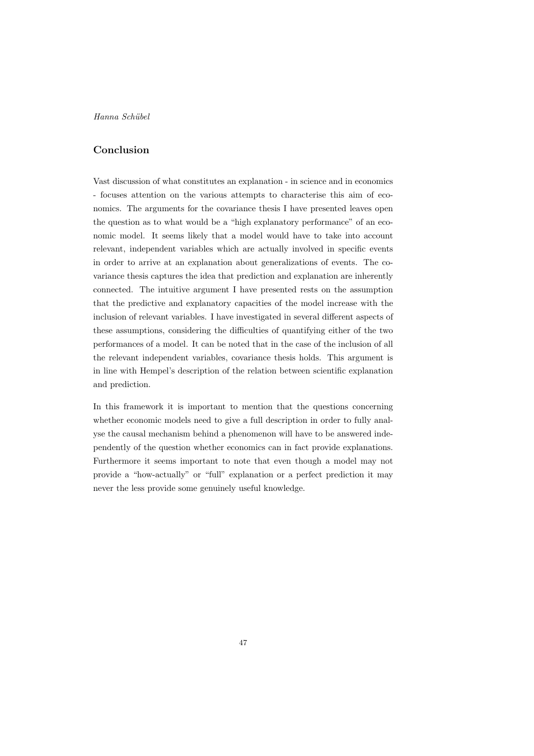## Conclusion

Vast discussion of what constitutes an explanation - in science and in economics - focuses attention on the various attempts to characterise this aim of economics. The arguments for the covariance thesis I have presented leaves open the question as to what would be a "high explanatory performance" of an economic model. It seems likely that a model would have to take into account relevant, independent variables which are actually involved in specific events in order to arrive at an explanation about generalizations of events. The covariance thesis captures the idea that prediction and explanation are inherently connected. The intuitive argument I have presented rests on the assumption that the predictive and explanatory capacities of the model increase with the inclusion of relevant variables. I have investigated in several different aspects of these assumptions, considering the difficulties of quantifying either of the two performances of a model. It can be noted that in the case of the inclusion of all the relevant independent variables, covariance thesis holds. This argument is in line with Hempel's description of the relation between scientific explanation and prediction.

In this framework it is important to mention that the questions concerning whether economic models need to give a full description in order to fully analyse the causal mechanism behind a phenomenon will have to be answered independently of the question whether economics can in fact provide explanations. Furthermore it seems important to note that even though a model may not provide a "how-actually" or "full" explanation or a perfect prediction it may never the less provide some genuinely useful knowledge.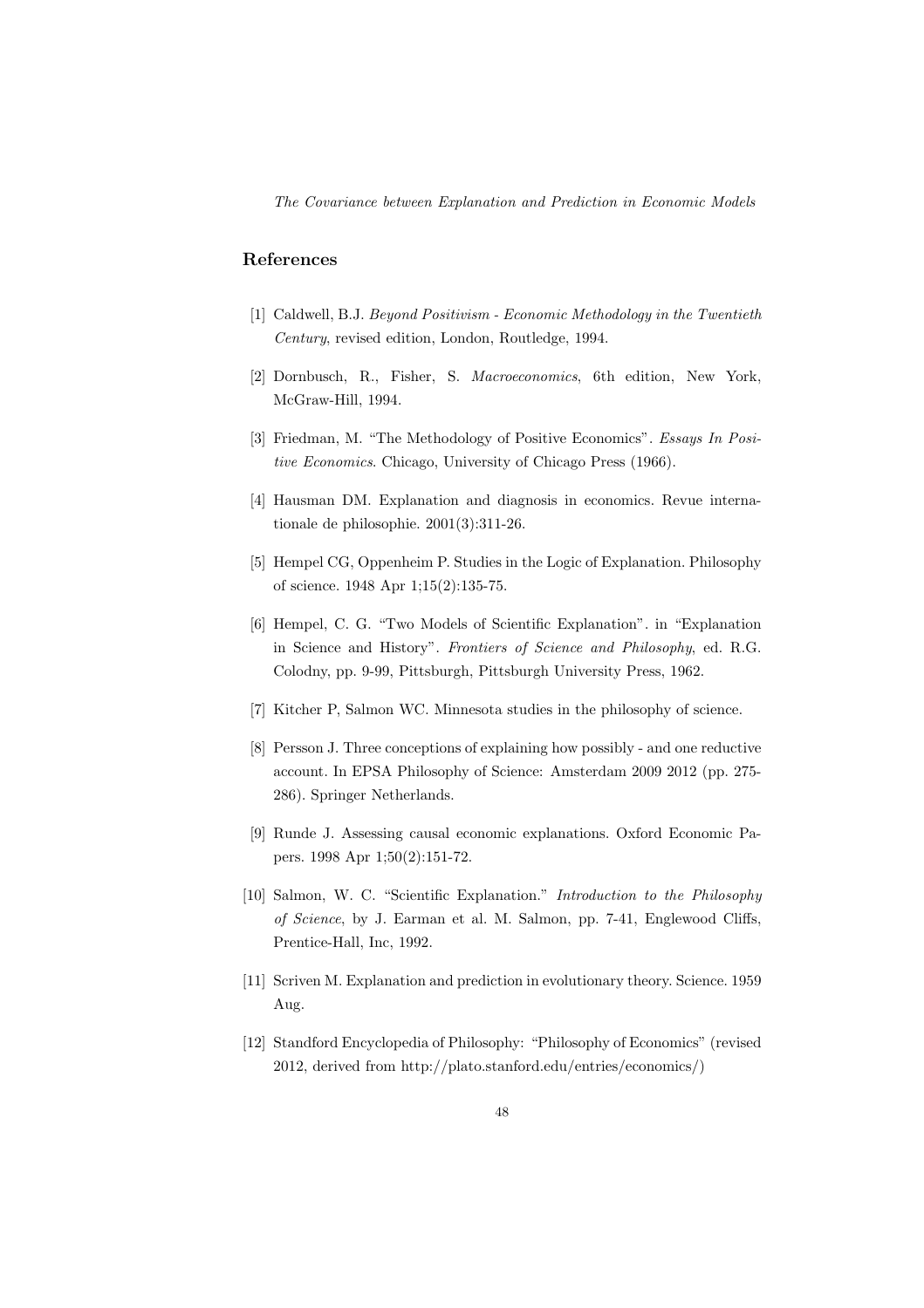## References

[1] Caldwell, B.J. *Beyond Positivism - Economic Methodology in the Twentieth Century*, revised edition, London, Routledge, 1994.

[2] Dornbusch, R., Fisher, S. *Macroeconomics*, 6th edition, New York, McGraw-Hill, 1994.

[3] Friedman, M. "The Methodology of Positive Economics". *Essays In Positive Economics*. Chicago, University of Chicago Press (1966).

[4] Hausman DM. Explanation and diagnosis in economics. Revue internationale de philosophie. 2001(3):311-26.

[5] Hempel CG, Oppenheim P. Studies in the Logic of Explanation. Philosophy of science. 1948 Apr 1;15(2):135-75.

[6] Hempel, C. G. "Two Models of Scientific Explanation". in "Explanation in Science and History". *Frontiers of Science and Philosophy*, ed. R.G. Colodny, pp. 9-99, Pittsburgh, Pittsburgh University Press, 1962.

[7] Kitcher P, Salmon WC. Minnesota studies in the philosophy of science.

[8] Persson J. Three conceptions of explaining how possibly - and one reductive account. In EPSA Philosophy of Science: Amsterdam 2009 2012 (pp. 275-286). Springer Netherlands.

[9] Runde J. Assessing causal economic explanations. Oxford Economic Papers. 1998 Apr 1;50(2):151-72.

[10] Salmon, W. C. "Scientific Explanation." *Introduction to the Philosophy of Science*, by J. Earman et al. M. Salmon, pp. 7-41, Englewood Cliffs, Prentice-Hall, Inc, 1992.

[11] Scriven M. Explanation and prediction in evolutionary theory. Science. 1959 Aug.

[12] Standford Encyclopedia of Philosophy: "Philosophy of Economics" (revised 2012, derived from http://plato.stanford.edu/entries/economics/)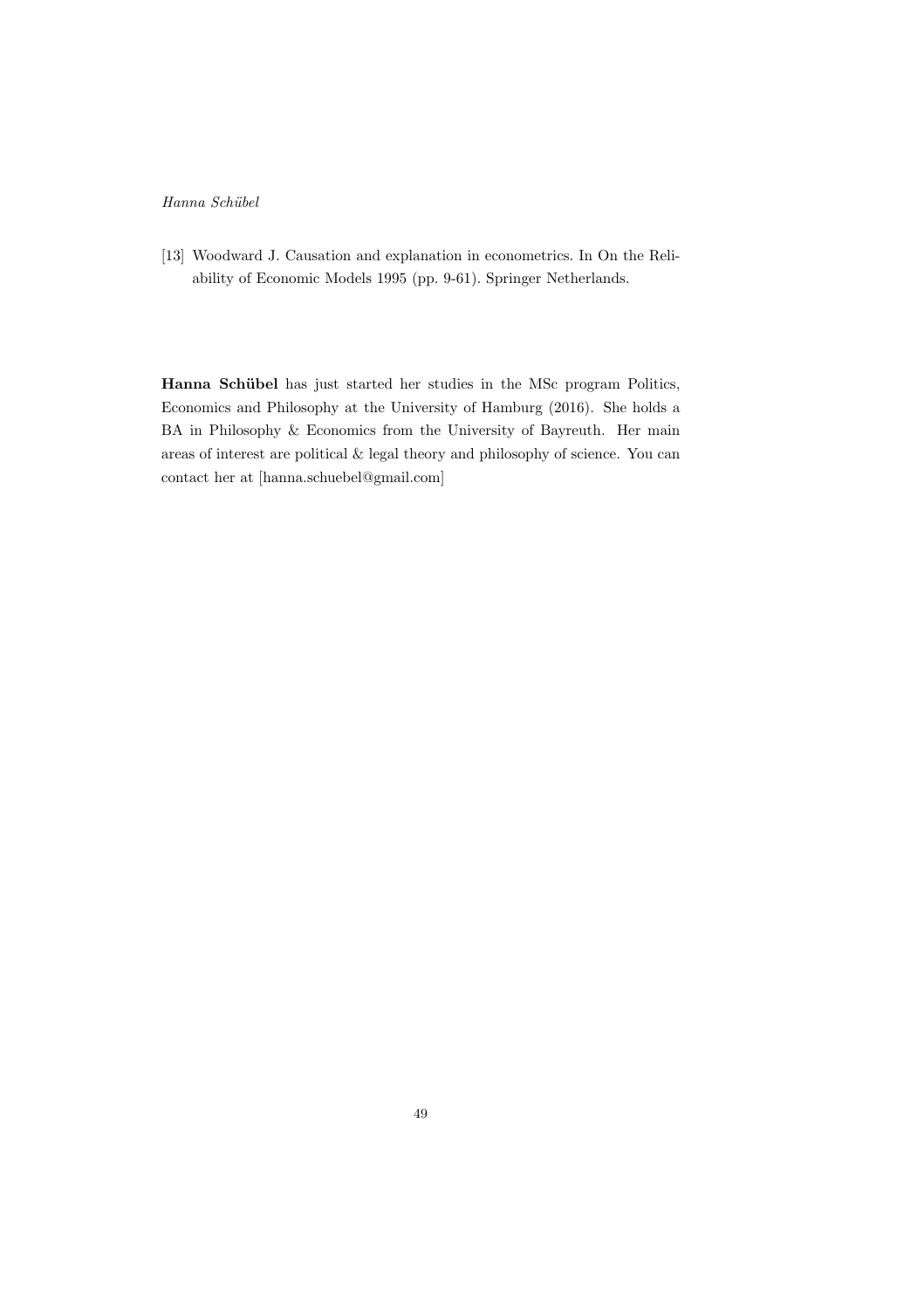[13] Woodward J. Causation and explanation in econometrics. In On the Reliability of Economic Models 1995 (pp. 9-61). Springer Netherlands.

**Hanna Schübel** has just started her studies in the MSc program Politics, Economics and Philosophy at the University of Hamburg (2016). She holds a BA in Philosophy & Economics from the University of Bayreuth. Her main areas of interest are political & legal theory and philosophy of science. You can contact her at [hanna.schuebel@gmail.com]